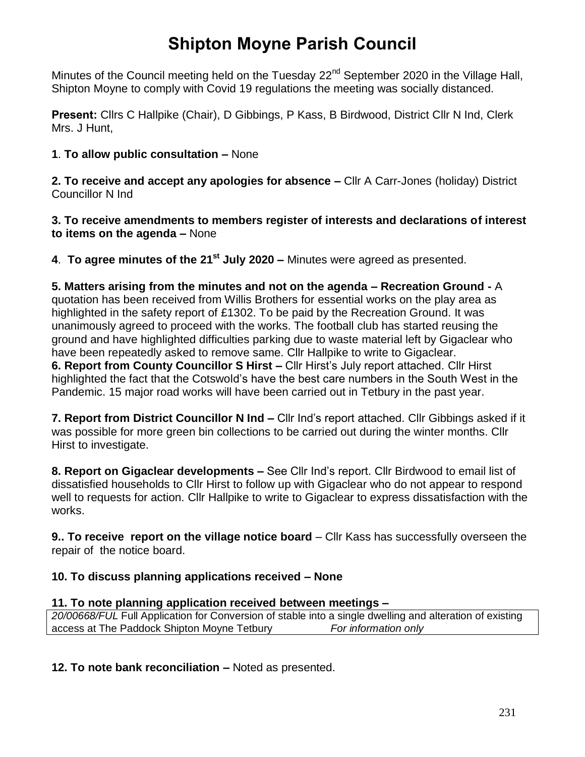# Shipton Moyne Parish Council

Minutes of the Council meeting held on the Tuesday 22nd September 2020 in the Village Hall, Shipton Moyne to comply with Covid 19 regulations the meeting was socially distanced.

**Present:** Cllrs C Hallpike (Chair), D Gibbings, P Kass, B Birdwood, District Cllr N Ind, Clerk Mrs. J Hunt,

**1**. **To allow public consultation –** None

**2. To receive and accept any apologies for absence –** Cllr A Carr-Jones (holiday) District Councillor N Ind

**3. To receive amendments to members register of interests and declarations of interest to items on the agenda –** None

**4**. **To agree minutes of the 21st July 2020 –** Minutes were agreed as presented.

**5. Matters arising from the minutes and not on the agenda – Recreation Ground -** A quotation has been received from Willis Brothers for essential works on the play area as highlighted in the safety report of £1302. To be paid by the Recreation Ground. It was unanimously agreed to proceed with the works. The football club has started reusing the ground and have highlighted difficulties parking due to waste material left by Gigaclear who have been repeatedly asked to remove same. Cllr Hallpike to write to Gigaclear.

**6. Report from County Councillor S Hirst –** Cllr Hirst's July report attached. Cllr Hirst highlighted the fact that the Cotswold's have the best care numbers in the South West in the Pandemic. 15 major road works will have been carried out in Tetbury in the past year.

**7. Report from District Councillor N Ind –** Cllr Ind's report attached. Cllr Gibbings asked if it was possible for more green bin collections to be carried out during the winter months. Cllr Hirst to investigate.

**8. Report on Gigaclear developments –** See Cllr Ind's report. Cllr Birdwood to email list of dissatisfied households to Cllr Hirst to follow up with Gigaclear who do not appear to respond well to requests for action. Cllr Hallpike to write to Gigaclear to express dissatisfaction with the works.

**9.. To receive report on the village notice board** – Cllr Kass has successfully overseen the repair of the notice board.

**10. To discuss planning applications received – None**

**11. To note planning application received between meetings –**

| | |
|---|---|
| *20/00668/FUL* Full Application for Conversion of stable into a single dwelling and alteration of existing access at The Paddock Shipton Moyne Tetbury | *For information only* |

**12. To note bank reconciliation –** Noted as presented.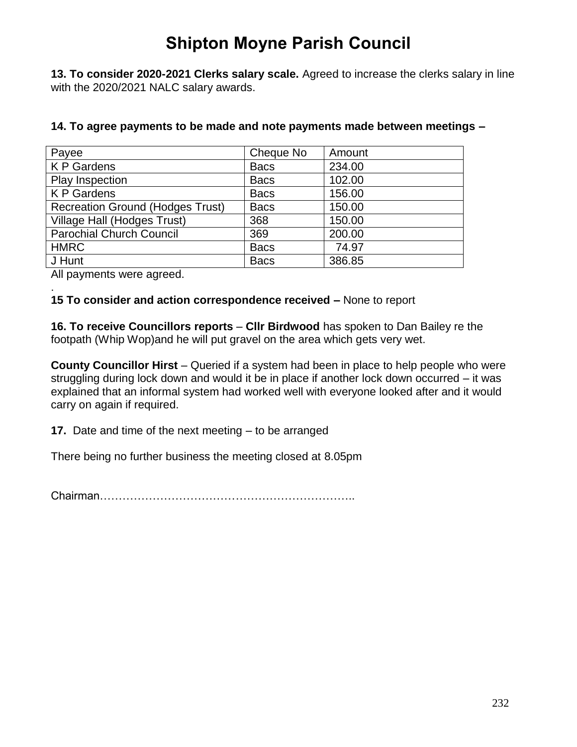# Shipton Moyne Parish Council

**13. To consider 2020-2021 Clerks salary scale.** Agreed to increase the clerks salary in line with the 2020/2021 NALC salary awards.

**14. To agree payments to be made and note payments made between meetings –**

| Payee | Cheque No | Amount |
|---|---|---|
| K P Gardens | Bacs | 234.00 |
| Play Inspection | Bacs | 102.00 |
| K P Gardens | Bacs | 156.00 |
| Recreation Ground (Hodges Trust) | Bacs | 150.00 |
| Village Hall (Hodges Trust) | 368 | 150.00 |
| Parochial Church Council | 369 | 200.00 |
| HMRC | Bacs | 74.97 |
| J Hunt | Bacs | 386.85 |

All payments were agreed.

.

**15 To consider and action correspondence received –** None to report

**16. To receive Councillors reports** – **Cllr Birdwood** has spoken to Dan Bailey re the footpath (Whip Wop)and he will put gravel on the area which gets very wet.

**County Councillor Hirst** – Queried if a system had been in place to help people who were struggling during lock down and would it be in place if another lock down occurred – it was explained that an informal system had worked well with everyone looked after and it would carry on again if required.

**17.** Date and time of the next meeting – to be arranged

There being no further business the meeting closed at 8.05pm

Chairman…………………………………………………………..